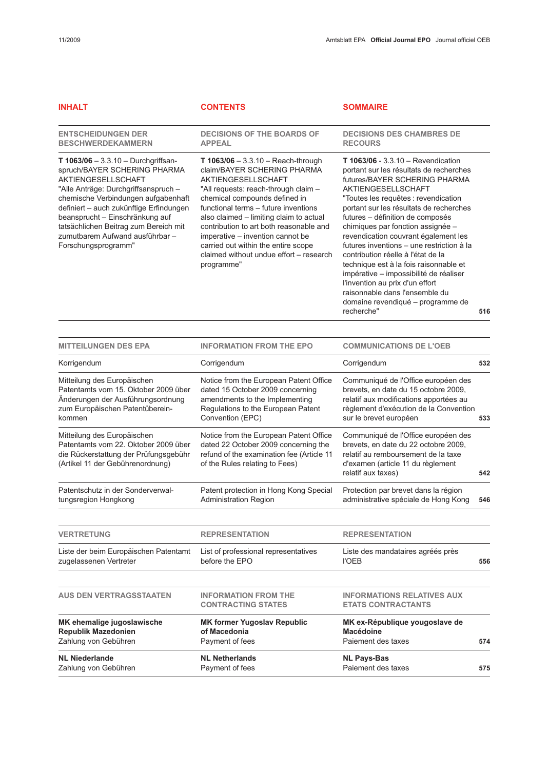| INHALT | CONTENTS | SOMMAIRE | |
|---|---|---|---|
| **ENTSCHEIDUNGEN DER BESCHWERDEKAMMERN** | **DECISIONS OF THE BOARDS OF APPEAL** | **DECISIONS DES CHAMBRES DE RECOURS** | |
| **T 1063/06** – 3.3.10 – Durchgriffsanspruch/BAYER SCHERING PHARMA AKTIENGESELLSCHAFT "Alle Anträge: Durchgriffsanspruch – chemische Verbindungen aufgabenhaft definiert – auch zukünftige Erfindungen beansprucht – Einschränkung auf tatsächlichen Beitrag zum Bereich mit zumutbarem Aufwand ausführbar – Forschungsprogramm" | **T 1063/06** – 3.3.10 – Reach-through claim/BAYER SCHERING PHARMA AKTIENGESELLSCHAFT "All requests: reach-through claim – chemical compounds defined in functional terms – future inventions also claimed – limiting claim to actual contribution to art both reasonable and imperative – invention cannot be carried out within the entire scope claimed without undue effort – research programme" | **T 1063/06** - 3.3.10 – Revendication portant sur les résultats de recherches futures/BAYER SCHERING PHARMA AKTIENGESELLSCHAFT "Toutes les requêtes : revendication portant sur les résultats de recherches futures – définition de composés chimiques par fonction assignée – revendication couvrant également les futures inventions – une restriction à la contribution réelle à l'état de la technique est à la fois raisonnable et impérative – impossibilité de réaliser l'invention au prix d'un effort raisonnable dans l'ensemble du domaine revendiqué – programme de recherche" | **516** |
| **MITTEILUNGEN DES EPA** | **INFORMATION FROM THE EPO** | **COMMUNICATIONS DE L'OEB** | |
| Korrigendum | Corrigendum | Corrigendum | **532** |
| Mitteilung des Europäischen Patentamts vom 15. Oktober 2009 über Änderungen der Ausführungsordnung zum Europäischen Patentübereinkommen | Notice from the European Patent Office dated 15 October 2009 concerning amendments to the Implementing Regulations to the European Patent Convention (EPC) | Communiqué de l'Office européen des brevets, en date du 15 octobre 2009, relatif aux modifications apportées au règlement d'exécution de la Convention sur le brevet européen | **533** |
| Mitteilung des Europäischen Patentamts vom 22. Oktober 2009 über die Rückerstattung der Prüfungsgebühr (Artikel 11 der Gebührenordnung) | Notice from the European Patent Office dated 22 October 2009 concerning the refund of the examination fee (Article 11 of the Rules relating to Fees) | Communiqué de l'Office européen des brevets, en date du 22 octobre 2009, relatif au remboursement de la taxe d'examen (article 11 du règlement relatif aux taxes) | **542** |
| Patentschutz in der Sonderverwaltungsregion Hongkong | Patent protection in Hong Kong Special Administration Region | Protection par brevet dans la région administrative spéciale de Hong Kong | **546** |
| **VERTRETUNG** | **REPRESENTATION** | **REPRESENTATION** | |
| Liste der beim Europäischen Patentamt zugelassenen Vertreter | List of professional representatives before the EPO | Liste des mandataires agréés près l'OEB | **556** |
| **AUS DEN VERTRAGSSTAATEN** | **INFORMATION FROM THE CONTRACTING STATES** | **INFORMATIONS RELATIVES AUX ETATS CONTRACTANTS** | |
| **MK ehemalige jugoslawische Republik Mazedonien** Zahlung von Gebühren | **MK former Yugoslav Republic of Macedonia** Payment of fees | **MK ex-République yougoslave de Macédoine** Paiement des taxes | **574** |
| **NL Niederlande** Zahlung von Gebühren | **NL Netherlands** Payment of fees | **NL Pays-Bas** Paiement des taxes | **575** |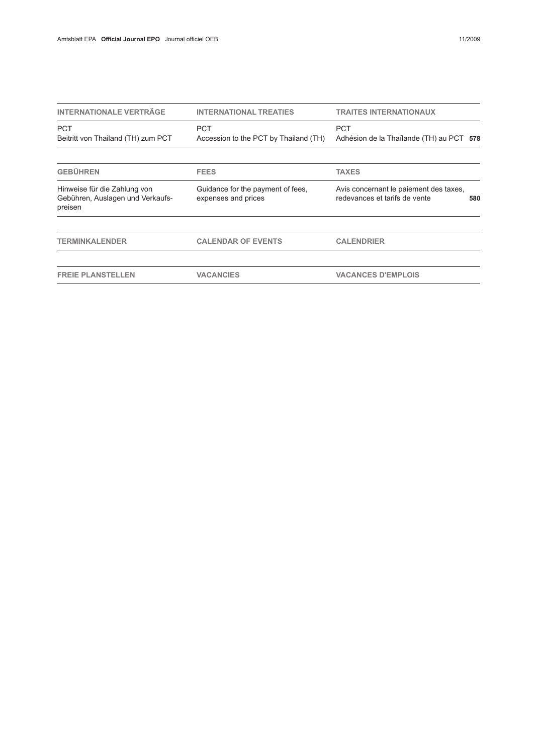| INTERNATIONALE VERTRÄGE | INTERNATIONAL TREATIES | TRAITES INTERNATIONAUX | |
|---|---|---|---|
| PCT<br>Beitritt von Thailand (TH) zum PCT | PCT<br>Accession to the PCT by Thailand (TH) | PCT<br>Adhésion de la Thaïlande (TH) au PCT | **578** |

| GEBÜHREN | FEES | TAXES | |
|---|---|---|---|
| Hinweise für die Zahlung von Gebühren, Auslagen und Verkaufs-preisen | Guidance for the payment of fees, expenses and prices | Avis concernant le paiement des taxes, redevances et tarifs de vente | **580** |

| TERMINKALENDER | CALENDAR OF EVENTS | CALENDRIER |
|---|---|---|

| FREIE PLANSTELLEN | VACANCIES | VACANCES D'EMPLOIS |
|---|---|---|